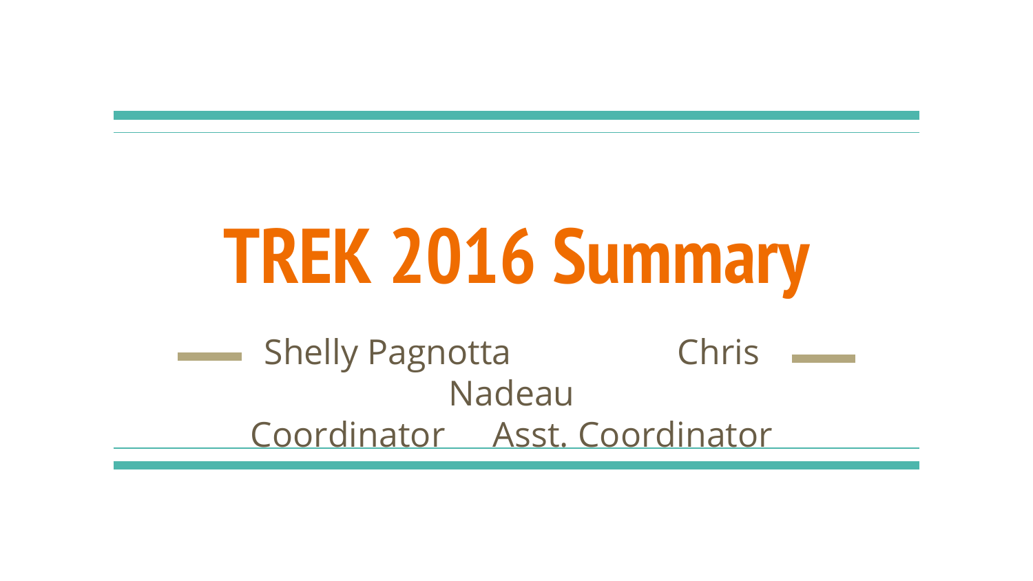# TREK 2016 Summary

Shelly Pagnotta — Coordinator

Chris Nadeau — Asst. Coordinator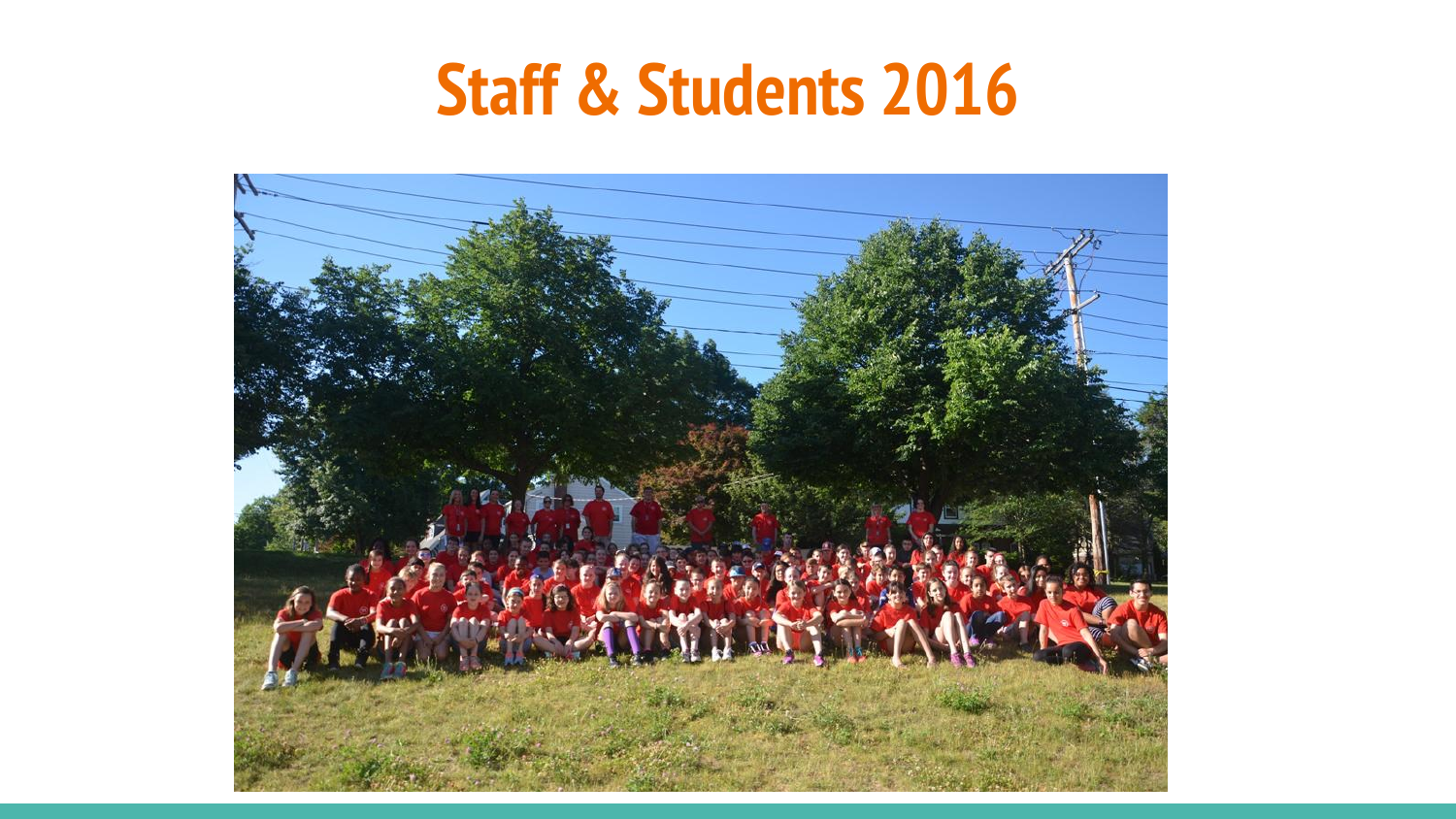# Staff & Students 2016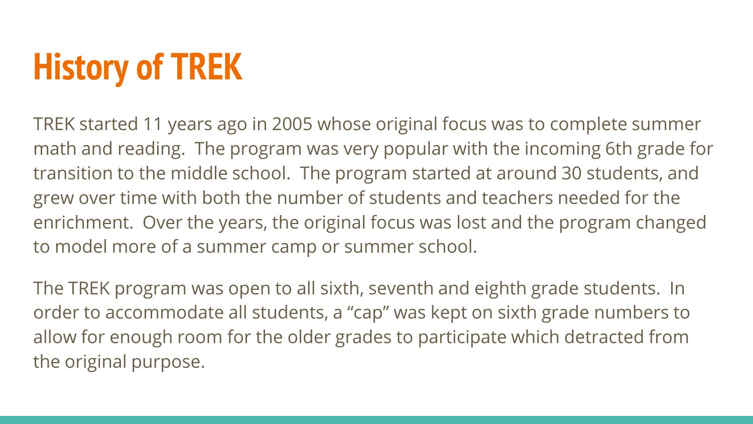# History of TREK

TREK started 11 years ago in 2005 whose original focus was to complete summer math and reading.  The program was very popular with the incoming 6th grade for transition to the middle school.  The program started at around 30 students, and grew over time with both the number of students and teachers needed for the enrichment.  Over the years, the original focus was lost and the program changed to model more of a summer camp or summer school.

The TREK program was open to all sixth, seventh and eighth grade students.  In order to accommodate all students, a “cap” was kept on sixth grade numbers to allow for enough room for the older grades to participate which detracted from the original purpose.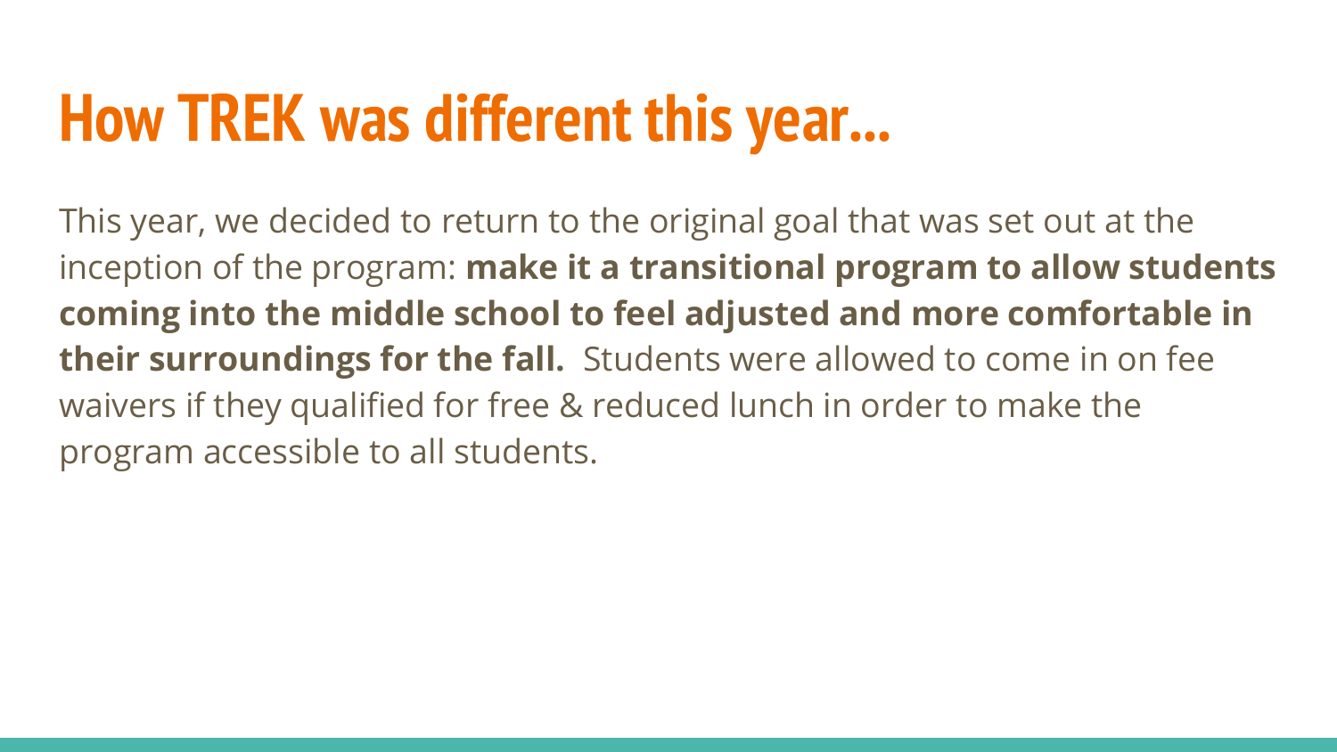# How TREK was different this year...

This year, we decided to return to the original goal that was set out at the inception of the program: **make it a transitional program to allow students coming into the middle school to feel adjusted and more comfortable in their surroundings for the fall.** Students were allowed to come in on fee waivers if they qualified for free & reduced lunch in order to make the program accessible to all students.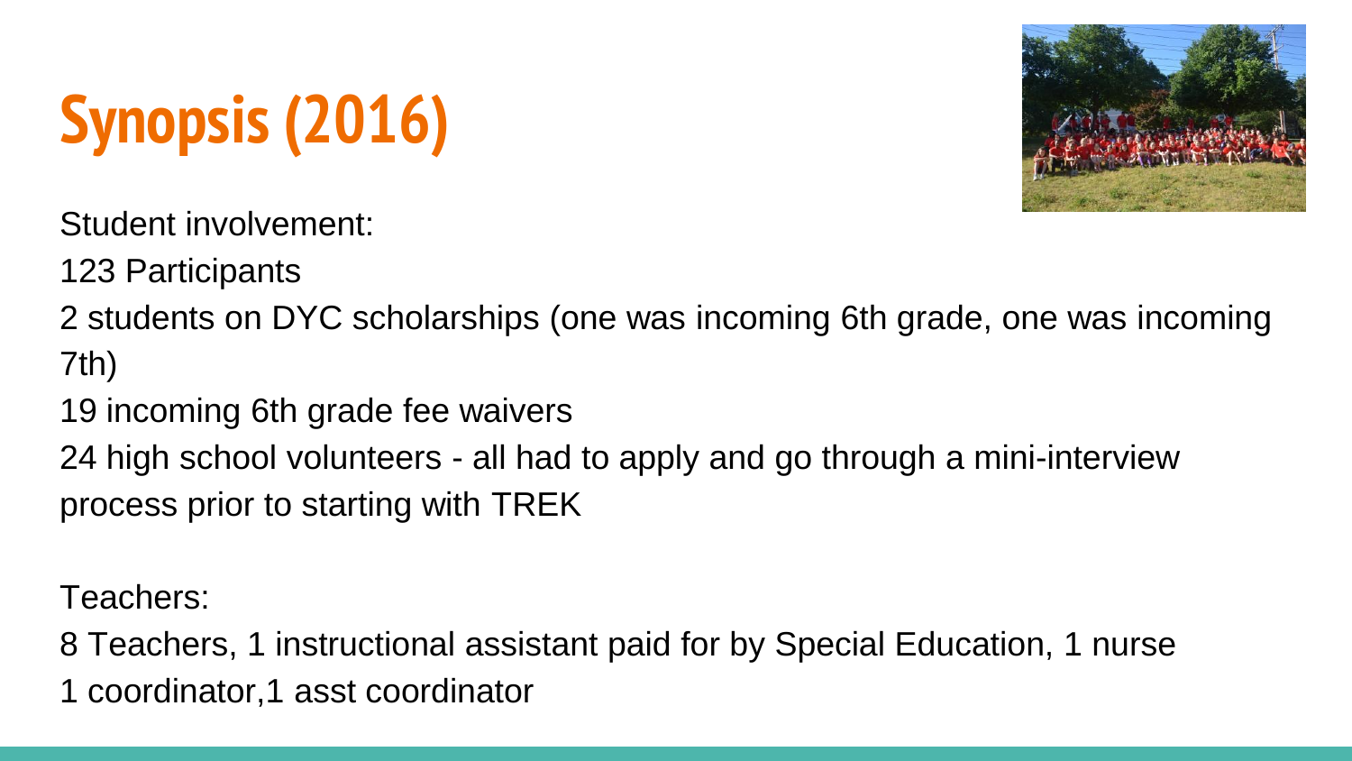# Synopsis (2016)

Student involvement:

123 Participants

2 students on DYC scholarships (one was incoming 6th grade, one was incoming 7th)

19 incoming 6th grade fee waivers

24 high school volunteers - all had to apply and go through a mini-interview process prior to starting with TREK

Teachers:

8 Teachers, 1 instructional assistant paid for by Special Education, 1 nurse

1 coordinator,1 asst coordinator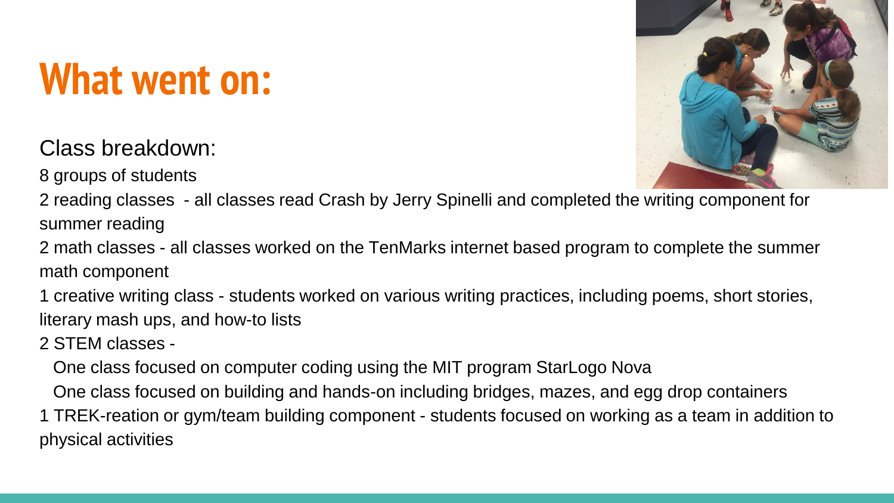# What went on:

Class breakdown:

8 groups of students

2 reading classes - all classes read Crash by Jerry Spinelli and completed the writing component for summer reading

2 math classes - all classes worked on the TenMarks internet based program to complete the summer math component

1 creative writing class - students worked on various writing practices, including poems, short stories, literary mash ups, and how-to lists

2 STEM classes -

One class focused on computer coding using the MIT program StarLogo Nova

One class focused on building and hands-on including bridges, mazes, and egg drop containers

1 TREK-reation or gym/team building component - students focused on working as a team in addition to physical activities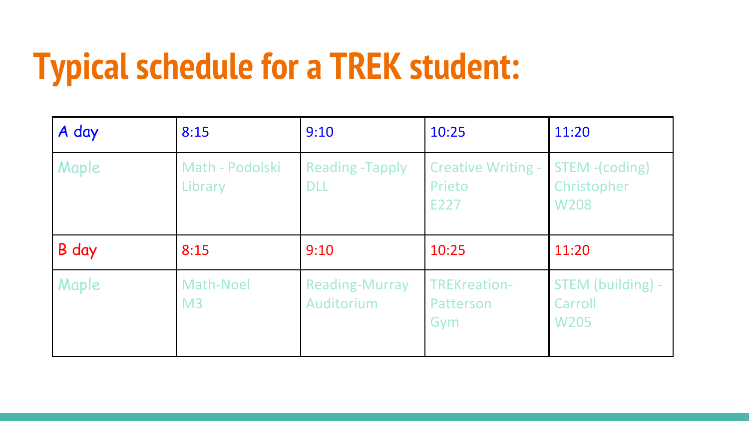# Typical schedule for a TREK student:

| | | | | |
|---|---|---|---|---|
| A day | 8:15 | 9:10 | 10:25 | 11:20 |
| Maple | Math - Podolski Library | Reading -Tapply DLL | Creative Writing - Prieto E227 | STEM -(coding) Christopher W208 |
| B day | 8:15 | 9:10 | 10:25 | 11:20 |
| Maple | Math-Noel M3 | Reading-Murray Auditorium | TREKreation-Patterson Gym | STEM (building) - Carroll W205 |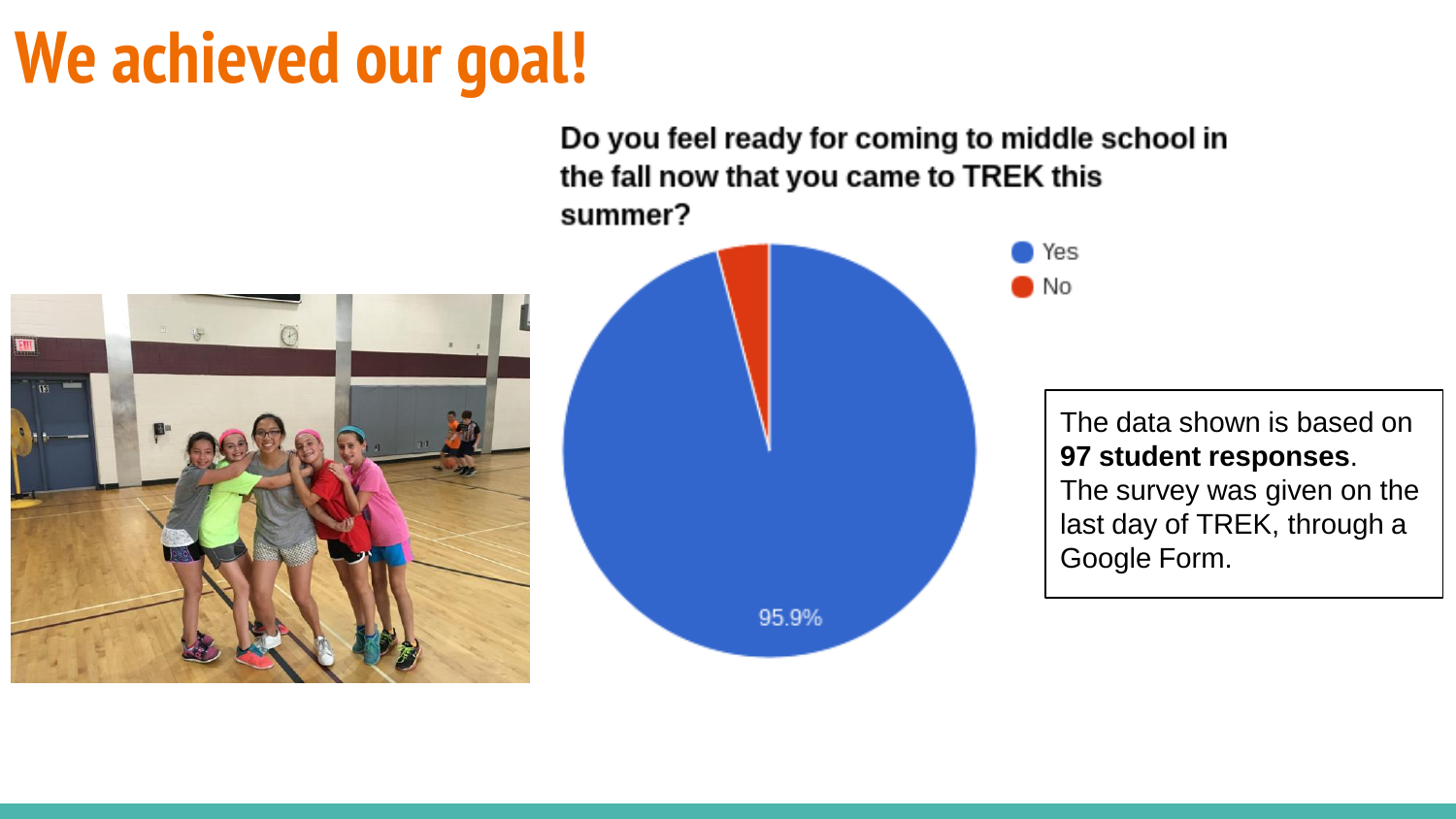# We achieved our goal!

Do you feel ready for coming to middle school in the fall now that you came to TREK this summer?

Yes

No

95.9%

The data shown is based on **97 student responses**.
The survey was given on the last day of TREK, through a Google Form.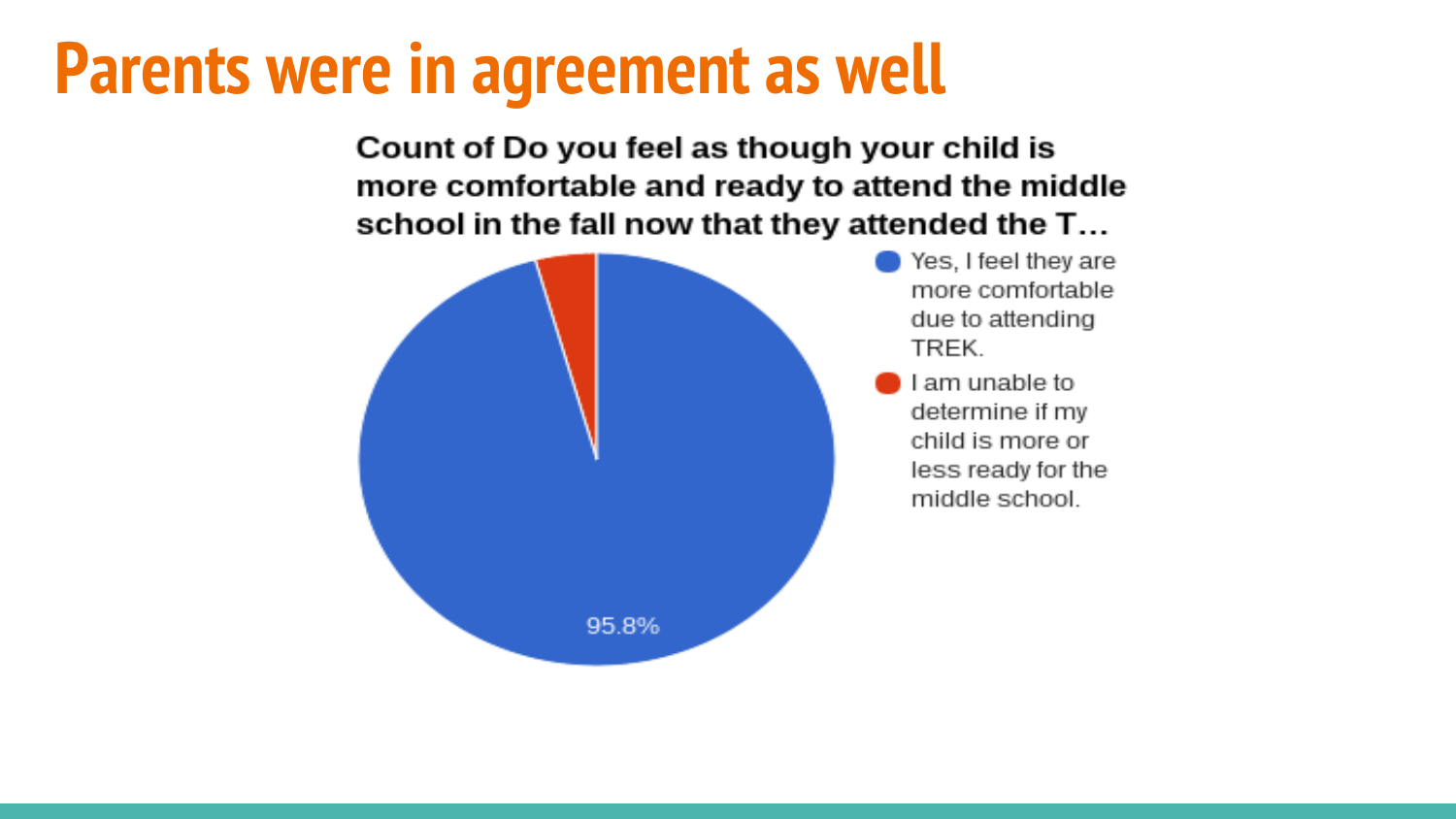# Parents were in agreement as well

**Count of Do you feel as though your child is more comfortable and ready to attend the middle school in the fall now that they attended the T…**

Yes, I feel they are more comfortable due to attending TREK.

I am unable to determine if my child is more or less ready for the middle school.

95.8%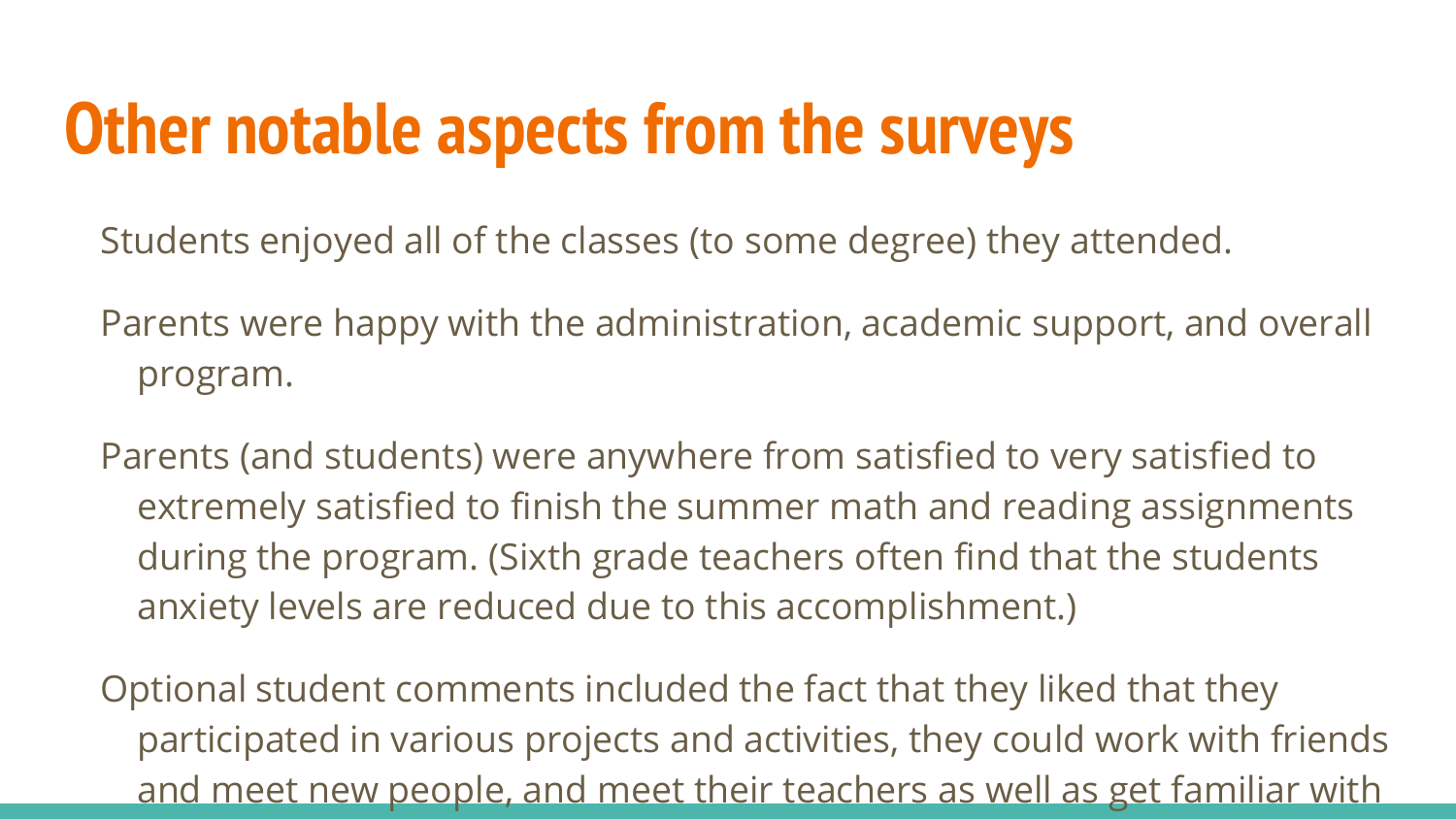# Other notable aspects from the surveys

Students enjoyed all of the classes (to some degree) they attended.

Parents were happy with the administration, academic support, and overall program.

Parents (and students) were anywhere from satisfied to very satisfied to extremely satisfied to finish the summer math and reading assignments during the program. (Sixth grade teachers often find that the students anxiety levels are reduced due to this accomplishment.)

Optional student comments included the fact that they liked that they participated in various projects and activities, they could work with friends and meet new people, and meet their teachers as well as get familiar with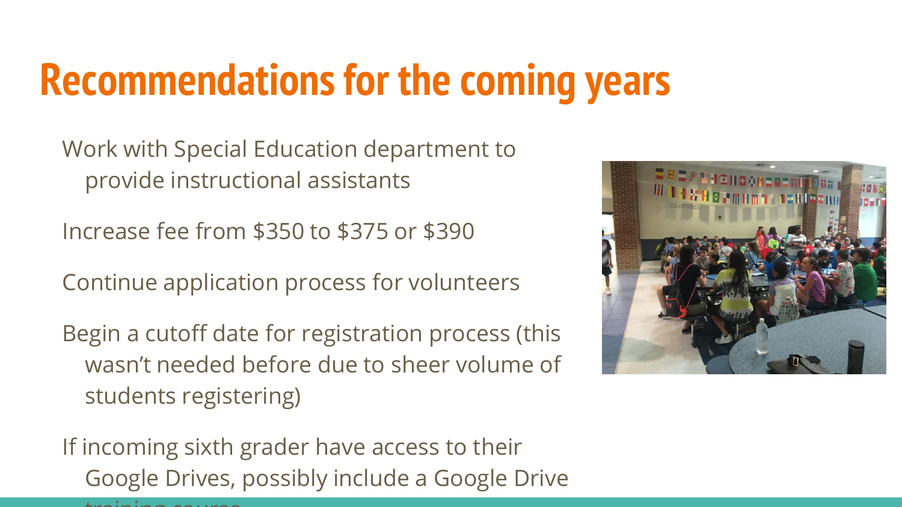# Recommendations for the coming years

- Work with Special Education department to provide instructional assistants
- Increase fee from $350 to $375 or $390
- Continue application process for volunteers
- Begin a cutoff date for registration process (this wasn't needed before due to sheer volume of students registering)
- If incoming sixth grader have access to their Google Drives, possibly include a Google Drive training course